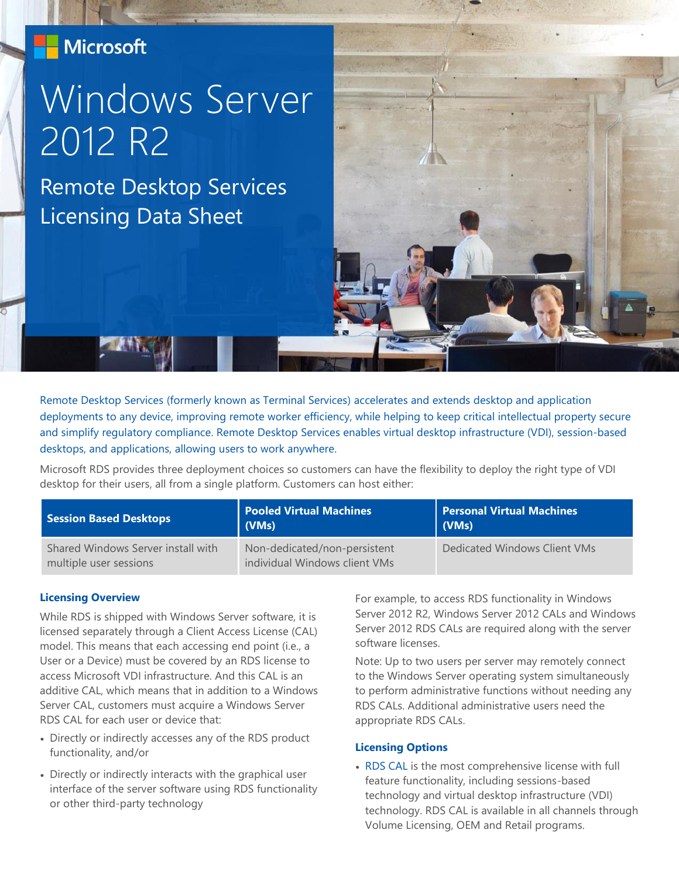Microsoft

# Windows Server 2012 R2

## Remote Desktop Services Licensing Data Sheet

Remote Desktop Services (formerly known as Terminal Services) accelerates and extends desktop and application deployments to any device, improving remote worker efficiency, while helping to keep critical intellectual property secure and simplify regulatory compliance. Remote Desktop Services enables virtual desktop infrastructure (VDI), session-based desktops, and applications, allowing users to work anywhere.

Microsoft RDS provides three deployment choices so customers can have the flexibility to deploy the right type of VDI desktop for their users, all from a single platform. Customers can host either:

| Session Based Desktops | Pooled Virtual Machines (VMs) | Personal Virtual Machines (VMs) |
|---|---|---|
| Shared Windows Server install with multiple user sessions | Non-dedicated/non-persistent individual Windows client VMs | Dedicated Windows Client VMs |

### Licensing Overview

While RDS is shipped with Windows Server software, it is licensed separately through a Client Access License (CAL) model. This means that each accessing end point (i.e., a User or a Device) must be covered by an RDS license to access Microsoft VDI infrastructure. And this CAL is an additive CAL, which means that in addition to a Windows Server CAL, customers must acquire a Windows Server RDS CAL for each user or device that:

- Directly or indirectly accesses any of the RDS product functionality, and/or
- Directly or indirectly interacts with the graphical user interface of the server software using RDS functionality or other third-party technology

For example, to access RDS functionality in Windows Server 2012 R2, Windows Server 2012 CALs and Windows Server 2012 RDS CALs are required along with the server software licenses.

Note: Up to two users per server may remotely connect to the Windows Server operating system simultaneously to perform administrative functions without needing any RDS CALs. Additional administrative users need the appropriate RDS CALs.

### Licensing Options

- RDS CAL is the most comprehensive license with full feature functionality, including sessions-based technology and virtual desktop infrastructure (VDI) technology. RDS CAL is available in all channels through Volume Licensing, OEM and Retail programs.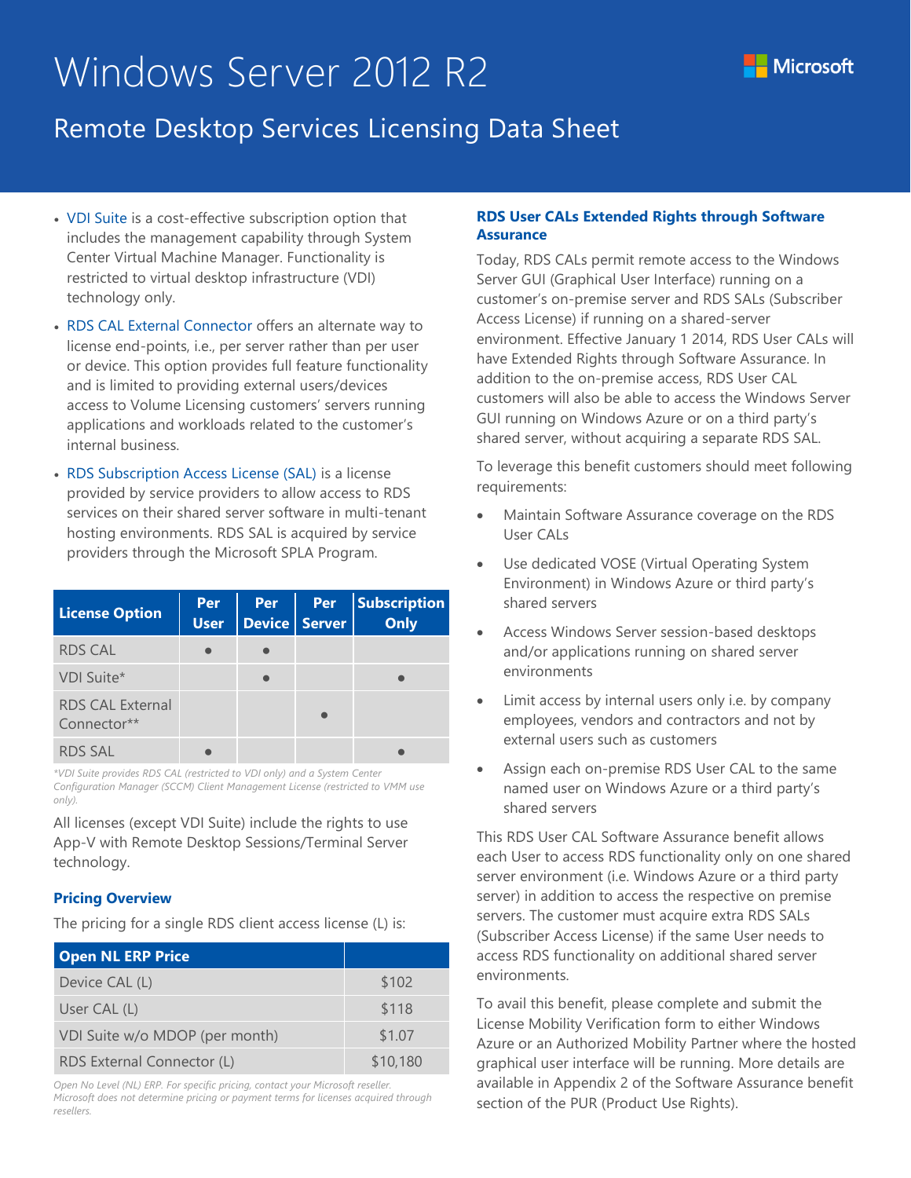# Windows Server 2012 R2

## Remote Desktop Services Licensing Data Sheet

- VDI Suite is a cost-effective subscription option that includes the management capability through System Center Virtual Machine Manager. Functionality is restricted to virtual desktop infrastructure (VDI) technology only.
- RDS CAL External Connector offers an alternate way to license end-points, i.e., per server rather than per user or device. This option provides full feature functionality and is limited to providing external users/devices access to Volume Licensing customers' servers running applications and workloads related to the customer's internal business.
- RDS Subscription Access License (SAL) is a license provided by service providers to allow access to RDS services on their shared server software in multi-tenant hosting environments. RDS SAL is acquired by service providers through the Microsoft SPLA Program.

| License Option | Per User | Per Device | Per Server | Subscription Only |
|---|---|---|---|---|
| RDS CAL | ● | ● | | |
| VDI Suite* | | ● | | ● |
| RDS CAL External Connector** | | | ● | |
| RDS SAL | ● | | | ● |

*VDI Suite provides RDS CAL (restricted to VDI only) and a System Center Configuration Manager (SCCM) Client Management License (restricted to VMM use only).*

All licenses (except VDI Suite) include the rights to use App-V with Remote Desktop Sessions/Terminal Server technology.

### Pricing Overview

The pricing for a single RDS client access license (L) is:

| Open NL ERP Price | |
|---|---|
| Device CAL (L) | $102 |
| User CAL (L) | $118 |
| VDI Suite w/o MDOP (per month) | $1.07 |
| RDS External Connector (L) | $10,180 |

*Open No Level (NL) ERP. For specific pricing, contact your Microsoft reseller. Microsoft does not determine pricing or payment terms for licenses acquired through resellers.*

### RDS User CALs Extended Rights through Software Assurance

Today, RDS CALs permit remote access to the Windows Server GUI (Graphical User Interface) running on a customer's on-premise server and RDS SALs (Subscriber Access License) if running on a shared-server environment. Effective January 1 2014, RDS User CALs will have Extended Rights through Software Assurance. In addition to the on-premise access, RDS User CAL customers will also be able to access the Windows Server GUI running on Windows Azure or on a third party's shared server, without acquiring a separate RDS SAL.

To leverage this benefit customers should meet following requirements:

- Maintain Software Assurance coverage on the RDS User CALs
- Use dedicated VOSE (Virtual Operating System Environment) in Windows Azure or third party's shared servers
- Access Windows Server session-based desktops and/or applications running on shared server environments
- Limit access by internal users only i.e. by company employees, vendors and contractors and not by external users such as customers
- Assign each on-premise RDS User CAL to the same named user on Windows Azure or a third party's shared servers

This RDS User CAL Software Assurance benefit allows each User to access RDS functionality only on one shared server environment (i.e. Windows Azure or a third party server) in addition to access the respective on premise servers. The customer must acquire extra RDS SALs (Subscriber Access License) if the same User needs to access RDS functionality on additional shared server environments.

To avail this benefit, please complete and submit the License Mobility Verification form to either Windows Azure or an Authorized Mobility Partner where the hosted graphical user interface will be running. More details are available in Appendix 2 of the Software Assurance benefit section of the PUR (Product Use Rights).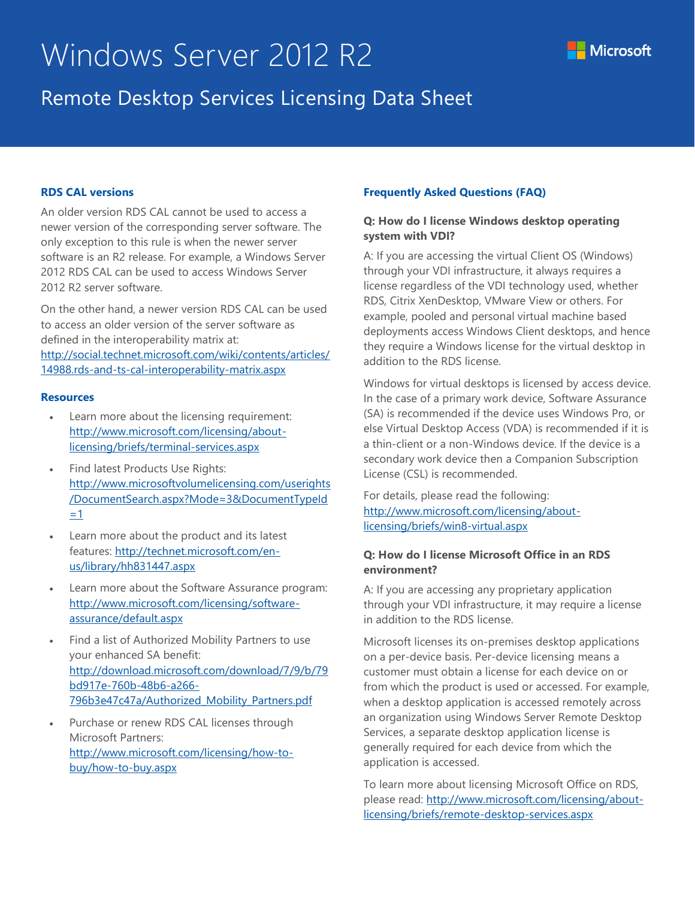# Windows Server 2012 R2

## Remote Desktop Services Licensing Data Sheet

### RDS CAL versions

An older version RDS CAL cannot be used to access a newer version of the corresponding server software. The only exception to this rule is when the newer server software is an R2 release. For example, a Windows Server 2012 RDS CAL can be used to access Windows Server 2012 R2 server software.

On the other hand, a newer version RDS CAL can be used to access an older version of the server software as defined in the interoperability matrix at: http://social.technet.microsoft.com/wiki/contents/articles/14988.rds-and-ts-cal-interoperability-matrix.aspx

### Resources

- Learn more about the licensing requirement: http://www.microsoft.com/licensing/about-licensing/briefs/terminal-services.aspx
- Find latest Products Use Rights: http://www.microsoftvolumelicensing.com/userights/DocumentSearch.aspx?Mode=3&DocumentTypeId=1
- Learn more about the product and its latest features: http://technet.microsoft.com/en-us/library/hh831447.aspx
- Learn more about the Software Assurance program: http://www.microsoft.com/licensing/software-assurance/default.aspx
- Find a list of Authorized Mobility Partners to use your enhanced SA benefit: http://download.microsoft.com/download/7/9/b/79bd917e-760b-48b6-a266-796b3e47c47a/Authorized_Mobility_Partners.pdf
- Purchase or renew RDS CAL licenses through Microsoft Partners: http://www.microsoft.com/licensing/how-to-buy/how-to-buy.aspx

### Frequently Asked Questions (FAQ)

**Q: How do I license Windows desktop operating system with VDI?**

A: If you are accessing the virtual Client OS (Windows) through your VDI infrastructure, it always requires a license regardless of the VDI technology used, whether RDS, Citrix XenDesktop, VMware View or others. For example, pooled and personal virtual machine based deployments access Windows Client desktops, and hence they require a Windows license for the virtual desktop in addition to the RDS license.

Windows for virtual desktops is licensed by access device. In the case of a primary work device, Software Assurance (SA) is recommended if the device uses Windows Pro, or else Virtual Desktop Access (VDA) is recommended if it is a thin-client or a non-Windows device. If the device is a secondary work device then a Companion Subscription License (CSL) is recommended.

For details, please read the following: http://www.microsoft.com/licensing/about-licensing/briefs/win8-virtual.aspx

**Q: How do I license Microsoft Office in an RDS environment?**

A: If you are accessing any proprietary application through your VDI infrastructure, it may require a license in addition to the RDS license.

Microsoft licenses its on-premises desktop applications on a per-device basis. Per-device licensing means a customer must obtain a license for each device on or from which the product is used or accessed. For example, when a desktop application is accessed remotely across an organization using Windows Server Remote Desktop Services, a separate desktop application license is generally required for each device from which the application is accessed.

To learn more about licensing Microsoft Office on RDS, please read: http://www.microsoft.com/licensing/about-licensing/briefs/remote-desktop-services.aspx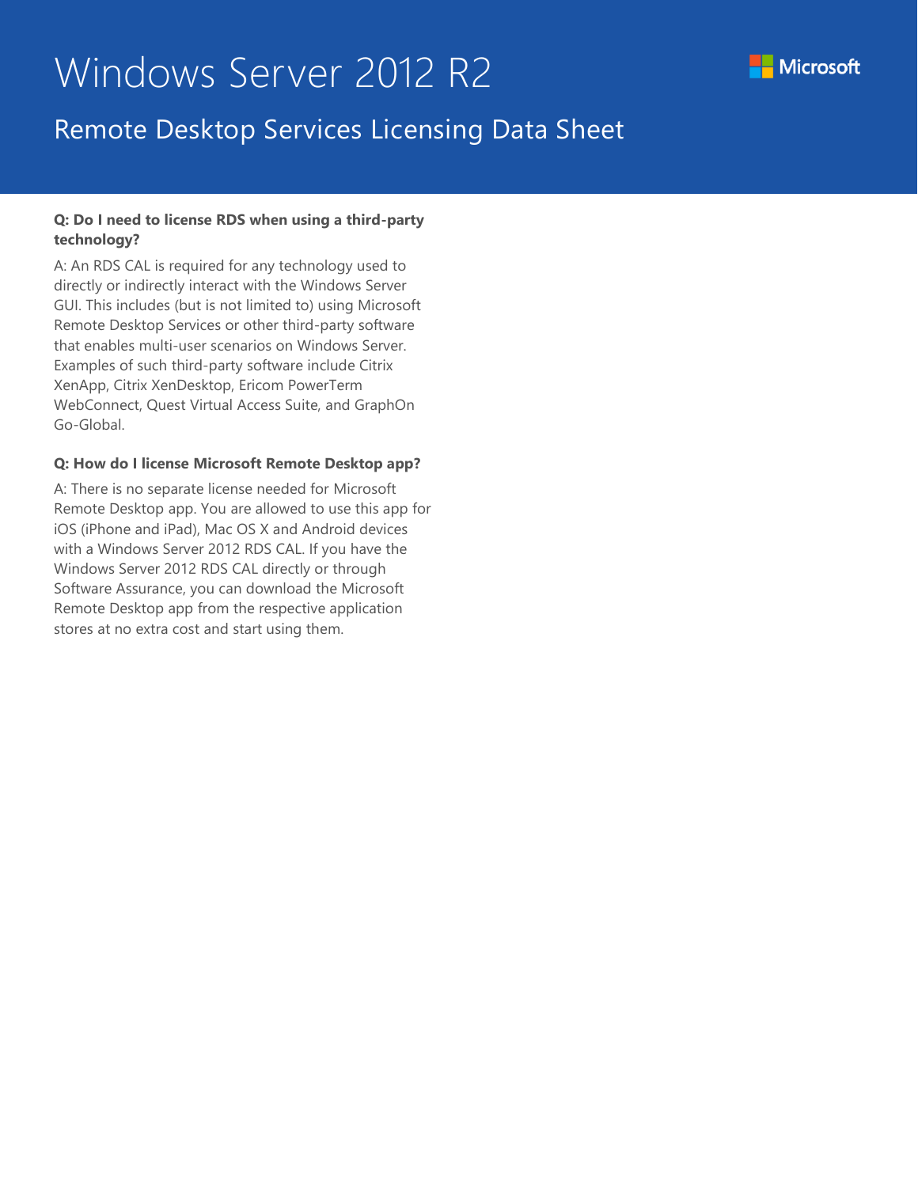**Q: Do I need to license RDS when using a third-party technology?**

A: An RDS CAL is required for any technology used to directly or indirectly interact with the Windows Server GUI. This includes (but is not limited to) using Microsoft Remote Desktop Services or other third-party software that enables multi-user scenarios on Windows Server. Examples of such third-party software include Citrix XenApp, Citrix XenDesktop, Ericom PowerTerm WebConnect, Quest Virtual Access Suite, and GraphOn Go-Global.

**Q: How do I license Microsoft Remote Desktop app?**

A: There is no separate license needed for Microsoft Remote Desktop app. You are allowed to use this app for iOS (iPhone and iPad), Mac OS X and Android devices with a Windows Server 2012 RDS CAL. If you have the Windows Server 2012 RDS CAL directly or through Software Assurance, you can download the Microsoft Remote Desktop app from the respective application stores at no extra cost and start using them.